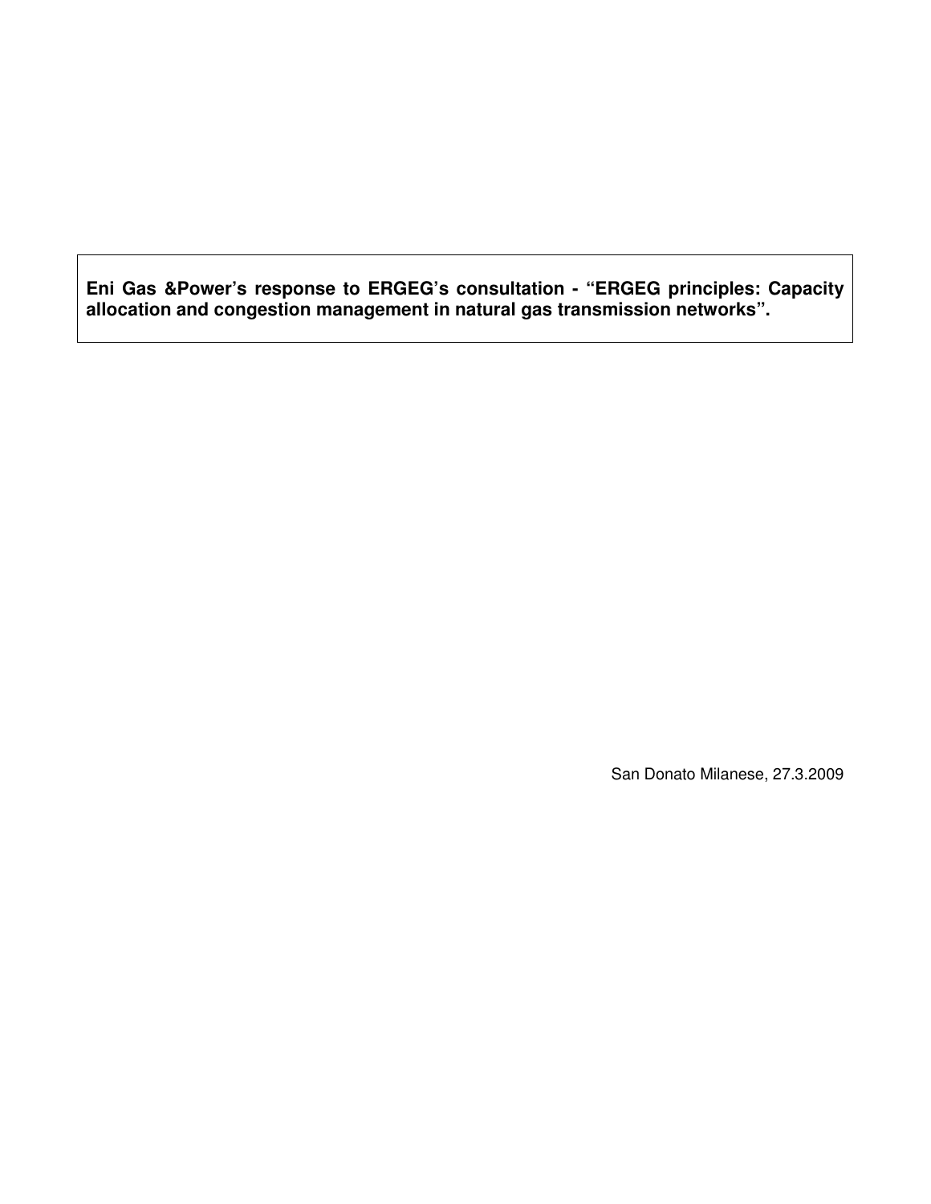**Eni Gas &Power's response to ERGEG's consultation - "ERGEG principles: Capacity allocation and congestion management in natural gas transmission networks".**

San Donato Milanese, 27.3.2009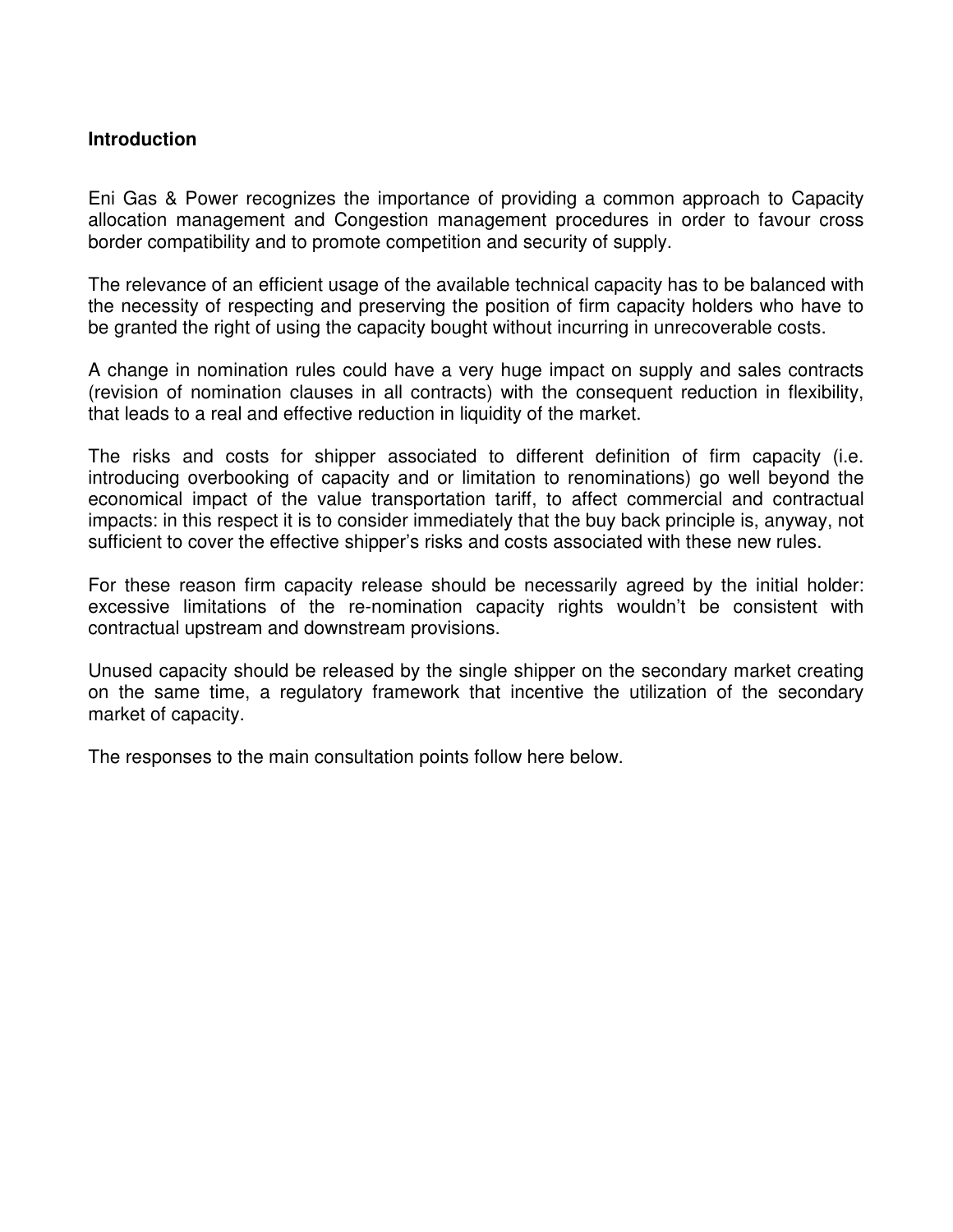## Introduction

Eni Gas & Power recognizes the importance of providing a common approach to Capacity allocation management and Congestion management procedures in order to favour cross border compatibility and to promote competition and security of supply.

The relevance of an efficient usage of the available technical capacity has to be balanced with the necessity of respecting and preserving the position of firm capacity holders who have to be granted the right of using the capacity bought without incurring in unrecoverable costs.

A change in nomination rules could have a very huge impact on supply and sales contracts (revision of nomination clauses in all contracts) with the consequent reduction in flexibility, that leads to a real and effective reduction in liquidity of the market.

The risks and costs for shipper associated to different definition of firm capacity (i.e. introducing overbooking of capacity and or limitation to renominations) go well beyond the economical impact of the value transportation tariff, to affect commercial and contractual impacts: in this respect it is to consider immediately that the buy back principle is, anyway, not sufficient to cover the effective shipper's risks and costs associated with these new rules.

For these reason firm capacity release should be necessarily agreed by the initial holder: excessive limitations of the re-nomination capacity rights wouldn't be consistent with contractual upstream and downstream provisions.

Unused capacity should be released by the single shipper on the secondary market creating on the same time, a regulatory framework that incentive the utilization of the secondary market of capacity.

The responses to the main consultation points follow here below.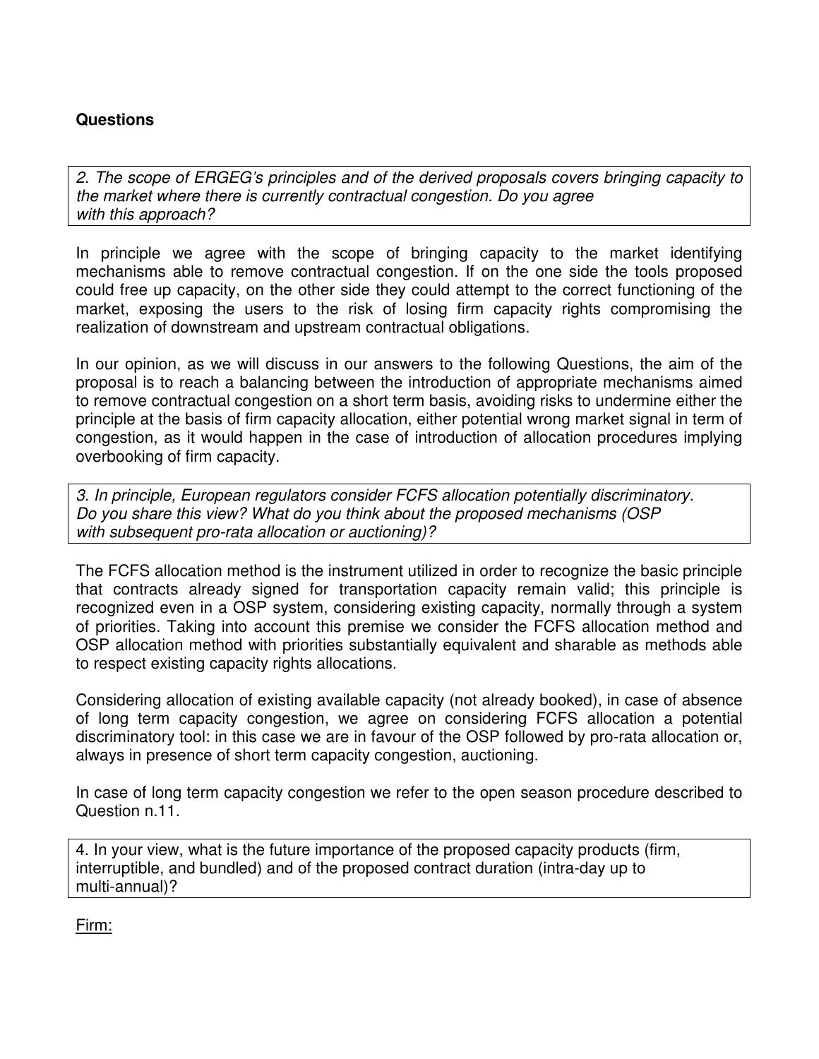**Questions**

*2. The scope of ERGEG's principles and of the derived proposals covers bringing capacity to the market where there is currently contractual congestion. Do you agree with this approach?*

In principle we agree with the scope of bringing capacity to the market identifying mechanisms able to remove contractual congestion. If on the one side the tools proposed could free up capacity, on the other side they could attempt to the correct functioning of the market, exposing the users to the risk of losing firm capacity rights compromising the realization of downstream and upstream contractual obligations.

In our opinion, as we will discuss in our answers to the following Questions, the aim of the proposal is to reach a balancing between the introduction of appropriate mechanisms aimed to remove contractual congestion on a short term basis, avoiding risks to undermine either the principle at the basis of firm capacity allocation, either potential wrong market signal in term of congestion, as it would happen in the case of introduction of allocation procedures implying overbooking of firm capacity.

*3. In principle, European regulators consider FCFS allocation potentially discriminatory. Do you share this view? What do you think about the proposed mechanisms (OSP with subsequent pro-rata allocation or auctioning)?*

The FCFS allocation method is the instrument utilized in order to recognize the basic principle that contracts already signed for transportation capacity remain valid; this principle is recognized even in a OSP system, considering existing capacity, normally through a system of priorities. Taking into account this premise we consider the FCFS allocation method and OSP allocation method with priorities substantially equivalent and sharable as methods able to respect existing capacity rights allocations.

Considering allocation of existing available capacity (not already booked), in case of absence of long term capacity congestion, we agree on considering FCFS allocation a potential discriminatory tool: in this case we are in favour of the OSP followed by pro-rata allocation or, always in presence of short term capacity congestion, auctioning.

In case of long term capacity congestion we refer to the open season procedure described to Question n.11.

4. In your view, what is the future importance of the proposed capacity products (firm, interruptible, and bundled) and of the proposed contract duration (intra-day up to multi-annual)?

Firm: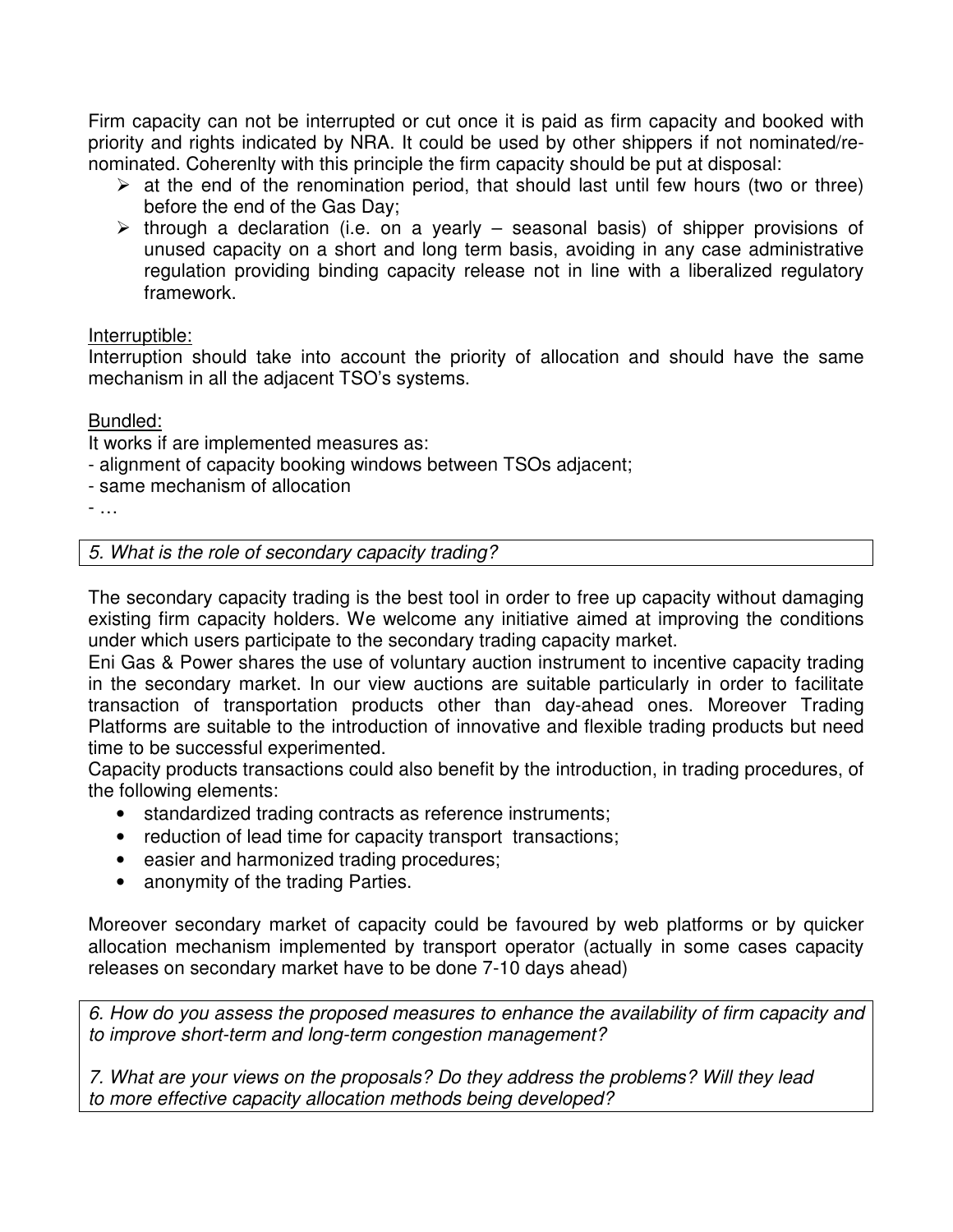Firm capacity can not be interrupted or cut once it is paid as firm capacity and booked with priority and rights indicated by NRA. It could be used by other shippers if not nominated/re-nominated. Coherenlty with this principle the firm capacity should be put at disposal:

- at the end of the renomination period, that should last until few hours (two or three) before the end of the Gas Day;
- through a declaration (i.e. on a yearly – seasonal basis) of shipper provisions of unused capacity on a short and long term basis, avoiding in any case administrative regulation providing binding capacity release not in line with a liberalized regulatory framework.

Interruptible:

Interruption should take into account the priority of allocation and should have the same mechanism in all the adjacent TSO's systems.

Bundled:

It works if are implemented measures as:

- alignment of capacity booking windows between TSOs adjacent;
- same mechanism of allocation
- …

*5. What is the role of secondary capacity trading?*

The secondary capacity trading is the best tool in order to free up capacity without damaging existing firm capacity holders. We welcome any initiative aimed at improving the conditions under which users participate to the secondary trading capacity market.

Eni Gas & Power shares the use of voluntary auction instrument to incentive capacity trading in the secondary market. In our view auctions are suitable particularly in order to facilitate transaction of transportation products other than day-ahead ones. Moreover Trading Platforms are suitable to the introduction of innovative and flexible trading products but need time to be successful experimented.

Capacity products transactions could also benefit by the introduction, in trading procedures, of the following elements:

- standardized trading contracts as reference instruments;
- reduction of lead time for capacity transport transactions;
- easier and harmonized trading procedures;
- anonymity of the trading Parties.

Moreover secondary market of capacity could be favoured by web platforms or by quicker allocation mechanism implemented by transport operator (actually in some cases capacity releases on secondary market have to be done 7-10 days ahead)

*6. How do you assess the proposed measures to enhance the availability of firm capacity and to improve short-term and long-term congestion management?*

*7. What are your views on the proposals? Do they address the problems? Will they lead to more effective capacity allocation methods being developed?*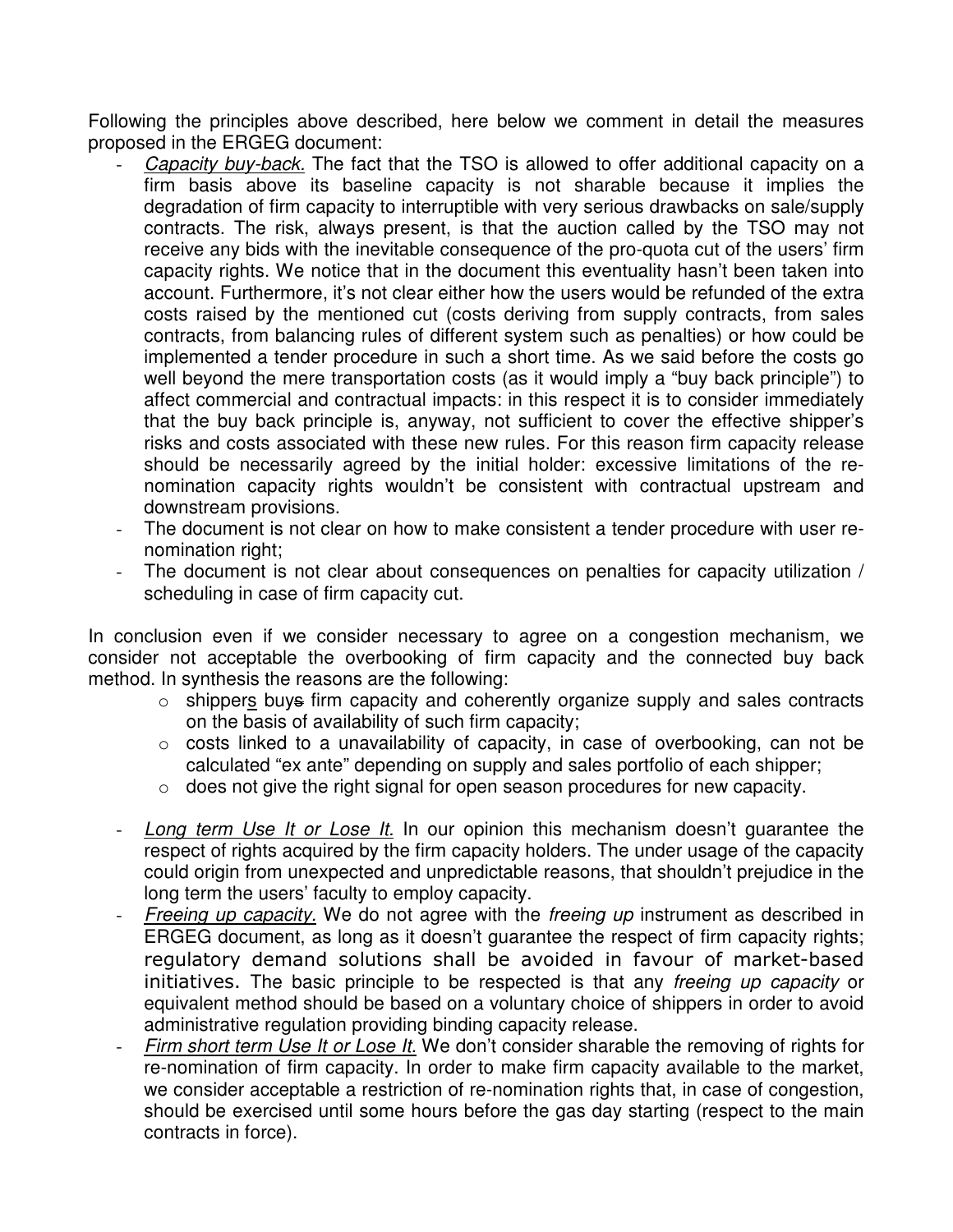Following the principles above described, here below we comment in detail the measures proposed in the ERGEG document:

- *Capacity buy-back.* The fact that the TSO is allowed to offer additional capacity on a firm basis above its baseline capacity is not sharable because it implies the degradation of firm capacity to interruptible with very serious drawbacks on sale/supply contracts. The risk, always present, is that the auction called by the TSO may not receive any bids with the inevitable consequence of the pro-quota cut of the users' firm capacity rights. We notice that in the document this eventuality hasn't been taken into account. Furthermore, it's not clear either how the users would be refunded of the extra costs raised by the mentioned cut (costs deriving from supply contracts, from sales contracts, from balancing rules of different system such as penalties) or how could be implemented a tender procedure in such a short time. As we said before the costs go well beyond the mere transportation costs (as it would imply a "buy back principle") to affect commercial and contractual impacts: in this respect it is to consider immediately that the buy back principle is, anyway, not sufficient to cover the effective shipper's risks and costs associated with these new rules. For this reason firm capacity release should be necessarily agreed by the initial holder: excessive limitations of the re-nomination capacity rights wouldn't be consistent with contractual upstream and downstream provisions.
- The document is not clear on how to make consistent a tender procedure with user re-nomination right;
- The document is not clear about consequences on penalties for capacity utilization / scheduling in case of firm capacity cut.

In conclusion even if we consider necessary to agree on a congestion mechanism, we consider not acceptable the overbooking of firm capacity and the connected buy back method. In synthesis the reasons are the following:

- shippers ~~buys~~ buy firm capacity and coherently organize supply and sales contracts on the basis of availability of such firm capacity;
- costs linked to a unavailability of capacity, in case of overbooking, can not be calculated "ex ante" depending on supply and sales portfolio of each shipper;
- does not give the right signal for open season procedures for new capacity.

- *Long term Use It or Lose It.* In our opinion this mechanism doesn't guarantee the respect of rights acquired by the firm capacity holders. The under usage of the capacity could origin from unexpected and unpredictable reasons, that shouldn't prejudice in the long term the users' faculty to employ capacity.
- *Freeing up capacity.* We do not agree with the *freeing up* instrument as described in ERGEG document, as long as it doesn't guarantee the respect of firm capacity rights; regulatory demand solutions shall be avoided in favour of market-based initiatives. The basic principle to be respected is that any *freeing up capacity* or equivalent method should be based on a voluntary choice of shippers in order to avoid administrative regulation providing binding capacity release.
- *Firm short term Use It or Lose It.* We don't consider sharable the removing of rights for re-nomination of firm capacity. In order to make firm capacity available to the market, we consider acceptable a restriction of re-nomination rights that, in case of congestion, should be exercised until some hours before the gas day starting (respect to the main contracts in force).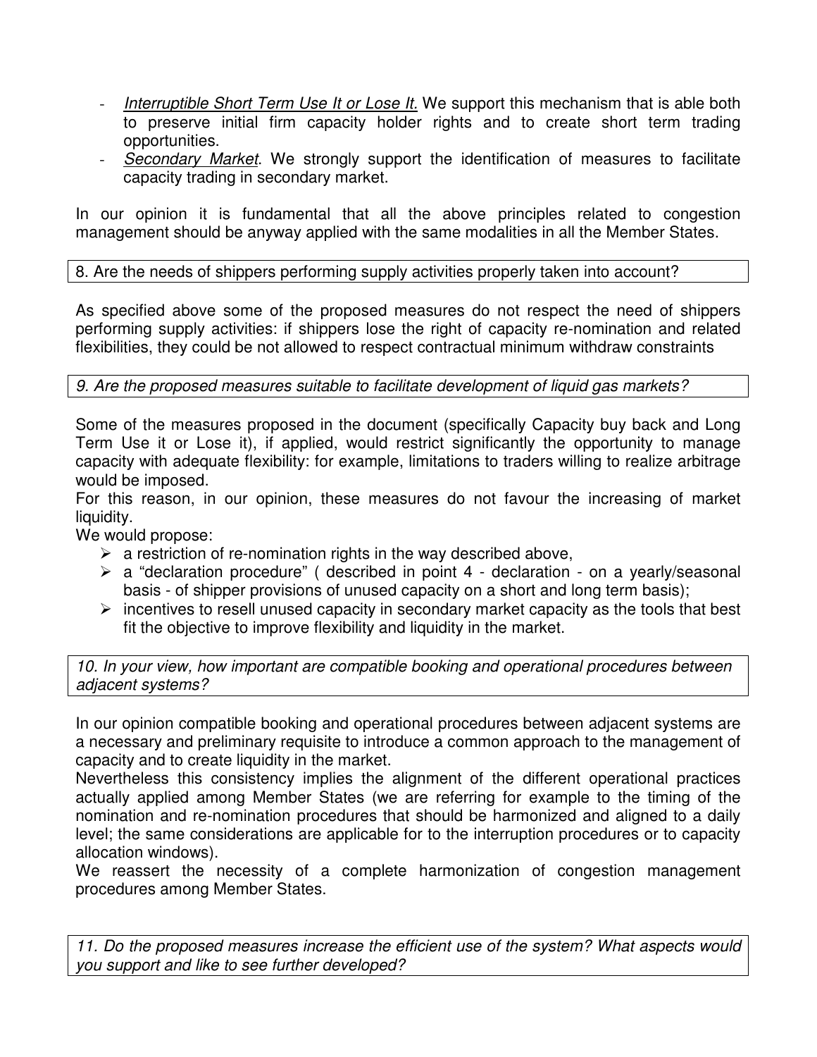- *Interruptible Short Term Use It or Lose It.* We support this mechanism that is able both to preserve initial firm capacity holder rights and to create short term trading opportunities.
- *Secondary Market*. We strongly support the identification of measures to facilitate capacity trading in secondary market.

In our opinion it is fundamental that all the above principles related to congestion management should be anyway applied with the same modalities in all the Member States.

8. Are the needs of shippers performing supply activities properly taken into account?

As specified above some of the proposed measures do not respect the need of shippers performing supply activities: if shippers lose the right of capacity re-nomination and related flexibilities, they could be not allowed to respect contractual minimum withdraw constraints

*9. Are the proposed measures suitable to facilitate development of liquid gas markets?*

Some of the measures proposed in the document (specifically Capacity buy back and Long Term Use it or Lose it), if applied, would restrict significantly the opportunity to manage capacity with adequate flexibility: for example, limitations to traders willing to realize arbitrage would be imposed.

For this reason, in our opinion, these measures do not favour the increasing of market liquidity.

We would propose:

- a restriction of re-nomination rights in the way described above,
- a "declaration procedure" ( described in point 4 - declaration - on a yearly/seasonal basis - of shipper provisions of unused capacity on a short and long term basis);
- incentives to resell unused capacity in secondary market capacity as the tools that best fit the objective to improve flexibility and liquidity in the market.

*10. In your view, how important are compatible booking and operational procedures between adjacent systems?*

In our opinion compatible booking and operational procedures between adjacent systems are a necessary and preliminary requisite to introduce a common approach to the management of capacity and to create liquidity in the market.

Nevertheless this consistency implies the alignment of the different operational practices actually applied among Member States (we are referring for example to the timing of the nomination and re-nomination procedures that should be harmonized and aligned to a daily level; the same considerations are applicable for to the interruption procedures or to capacity allocation windows).

We reassert the necessity of a complete harmonization of congestion management procedures among Member States.

*11. Do the proposed measures increase the efficient use of the system? What aspects would you support and like to see further developed?*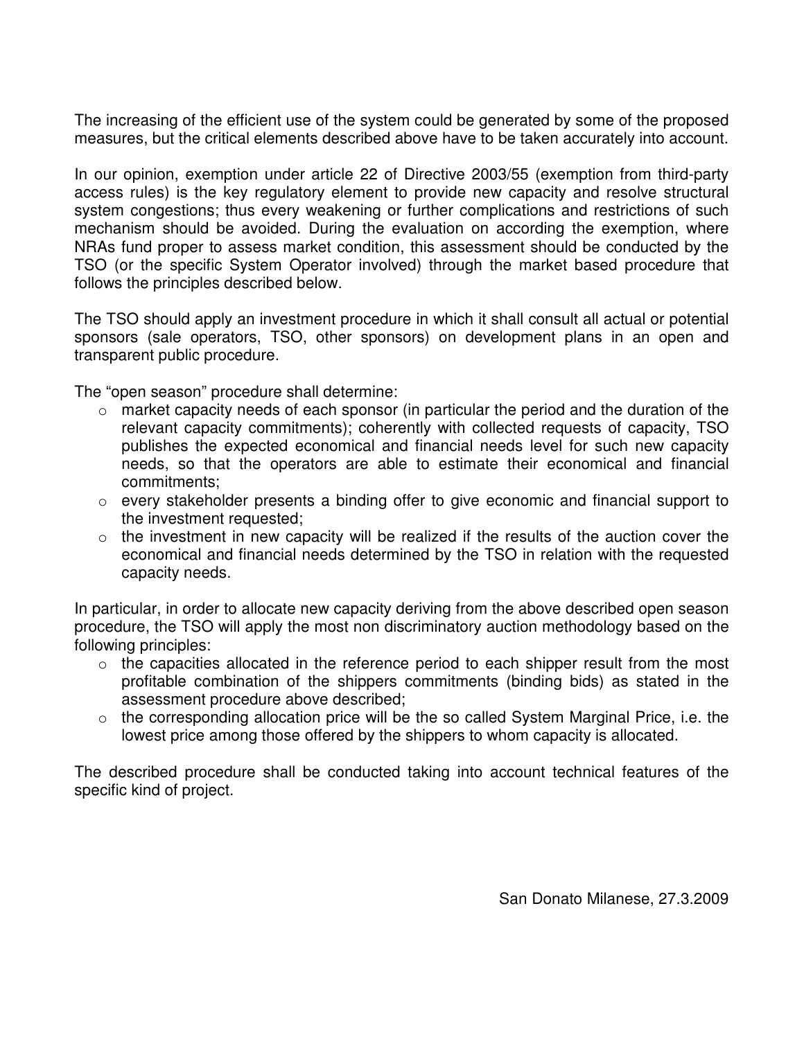The increasing of the efficient use of the system could be generated by some of the proposed measures, but the critical elements described above have to be taken accurately into account.

In our opinion, exemption under article 22 of Directive 2003/55 (exemption from third-party access rules) is the key regulatory element to provide new capacity and resolve structural system congestions; thus every weakening or further complications and restrictions of such mechanism should be avoided. During the evaluation on according the exemption, where NRAs fund proper to assess market condition, this assessment should be conducted by the TSO (or the specific System Operator involved) through the market based procedure that follows the principles described below.

The TSO should apply an investment procedure in which it shall consult all actual or potential sponsors (sale operators, TSO, other sponsors) on development plans in an open and transparent public procedure.

The "open season" procedure shall determine:

- market capacity needs of each sponsor (in particular the period and the duration of the relevant capacity commitments); coherently with collected requests of capacity, TSO publishes the expected economical and financial needs level for such new capacity needs, so that the operators are able to estimate their economical and financial commitments;
- every stakeholder presents a binding offer to give economic and financial support to the investment requested;
- the investment in new capacity will be realized if the results of the auction cover the economical and financial needs determined by the TSO in relation with the requested capacity needs.

In particular, in order to allocate new capacity deriving from the above described open season procedure, the TSO will apply the most non discriminatory auction methodology based on the following principles:

- the capacities allocated in the reference period to each shipper result from the most profitable combination of the shippers commitments (binding bids) as stated in the assessment procedure above described;
- the corresponding allocation price will be the so called System Marginal Price, i.e. the lowest price among those offered by the shippers to whom capacity is allocated.

The described procedure shall be conducted taking into account technical features of the specific kind of project.

San Donato Milanese, 27.3.2009